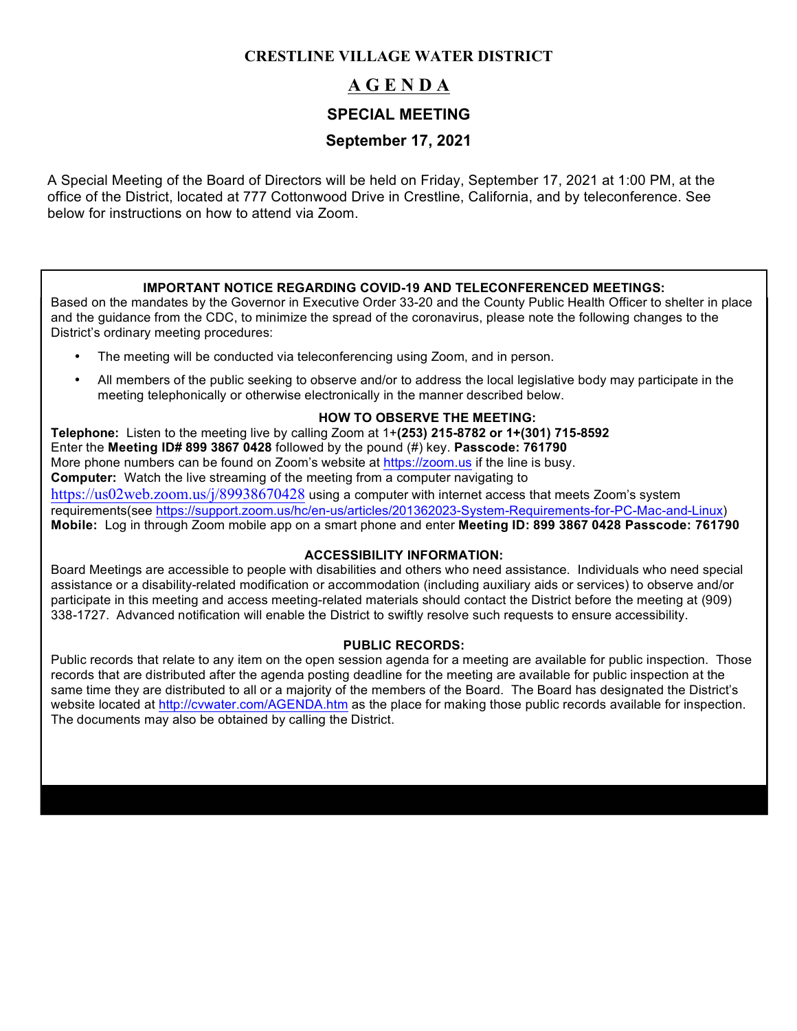# CRESTLINE VILLAGE WATER DISTRICT

## A G E N D A

## SPECIAL MEETING

## September 17, 2021

A Special Meeting of the Board of Directors will be held on Friday, September 17, 2021 at 1:00 PM, at the office of the District, located at 777 Cottonwood Drive in Crestline, California, and by teleconference. See below for instructions on how to attend via Zoom.

**IMPORTANT NOTICE REGARDING COVID-19 AND TELECONFERENCED MEETINGS:**

Based on the mandates by the Governor in Executive Order 33-20 and the County Public Health Officer to shelter in place and the guidance from the CDC, to minimize the spread of the coronavirus, please note the following changes to the District's ordinary meeting procedures:

- The meeting will be conducted via teleconferencing using Zoom, and in person.
- All members of the public seeking to observe and/or to address the local legislative body may participate in the meeting telephonically or otherwise electronically in the manner described below.

**HOW TO OBSERVE THE MEETING:**

**Telephone:** Listen to the meeting live by calling Zoom at 1+**(253) 215-8782 or 1+(301) 715-8592**
Enter the **Meeting ID# 899 3867 0428** followed by the pound (#) key. **Passcode: 761790**
More phone numbers can be found on Zoom's website at https://zoom.us if the line is busy.
**Computer:** Watch the live streaming of the meeting from a computer navigating to https://us02web.zoom.us/j/89938670428 using a computer with internet access that meets Zoom's system requirements(see https://support.zoom.us/hc/en-us/articles/201362023-System-Requirements-for-PC-Mac-and-Linux)
**Mobile:** Log in through Zoom mobile app on a smart phone and enter **Meeting ID: 899 3867 0428 Passcode: 761790**

**ACCESSIBILITY INFORMATION:**

Board Meetings are accessible to people with disabilities and others who need assistance. Individuals who need special assistance or a disability-related modification or accommodation (including auxiliary aids or services) to observe and/or participate in this meeting and access meeting-related materials should contact the District before the meeting at (909) 338-1727. Advanced notification will enable the District to swiftly resolve such requests to ensure accessibility.

**PUBLIC RECORDS:**

Public records that relate to any item on the open session agenda for a meeting are available for public inspection. Those records that are distributed after the agenda posting deadline for the meeting are available for public inspection at the same time they are distributed to all or a majority of the members of the Board. The Board has designated the District's website located at http://cvwater.com/AGENDA.htm as the place for making those public records available for inspection. The documents may also be obtained by calling the District.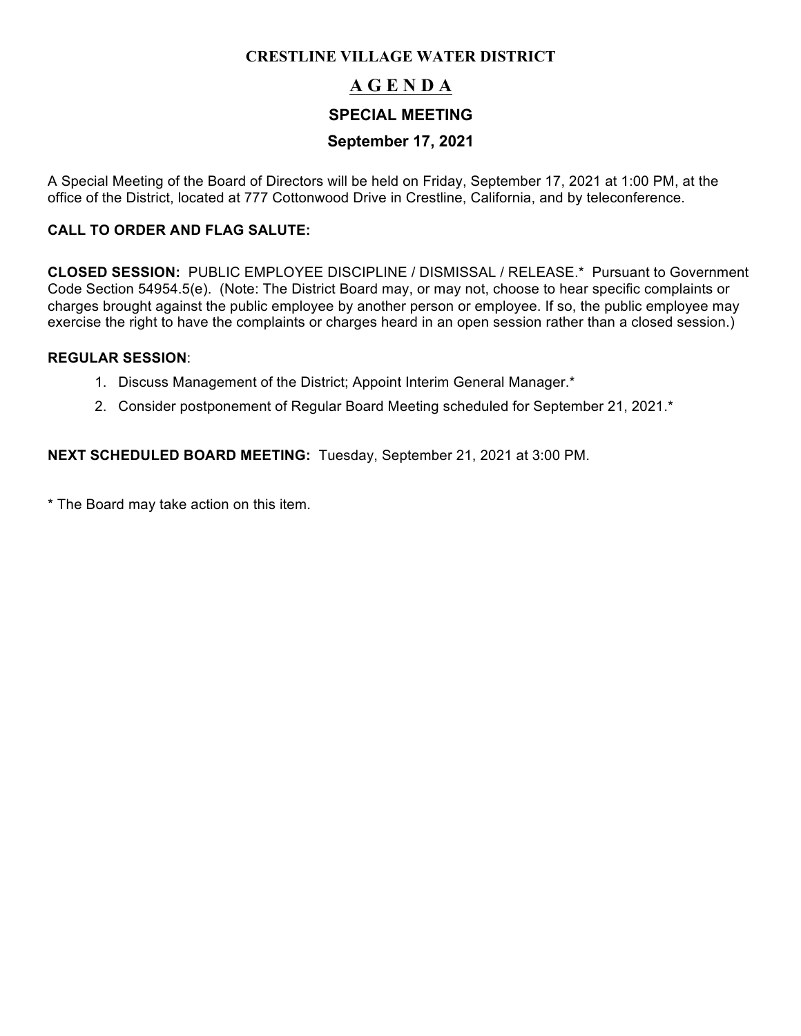# CRESTLINE VILLAGE WATER DISTRICT

## A G E N D A

## SPECIAL MEETING

## September 17, 2021

A Special Meeting of the Board of Directors will be held on Friday, September 17, 2021 at 1:00 PM, at the office of the District, located at 777 Cottonwood Drive in Crestline, California, and by teleconference.

**CALL TO ORDER AND FLAG SALUTE:**

**CLOSED SESSION:** PUBLIC EMPLOYEE DISCIPLINE / DISMISSAL / RELEASE.* Pursuant to Government Code Section 54954.5(e). (Note: The District Board may, or may not, choose to hear specific complaints or charges brought against the public employee by another person or employee. If so, the public employee may exercise the right to have the complaints or charges heard in an open session rather than a closed session.)

**REGULAR SESSION**:

1. Discuss Management of the District; Appoint Interim General Manager.*
2. Consider postponement of Regular Board Meeting scheduled for September 21, 2021.*

**NEXT SCHEDULED BOARD MEETING:** Tuesday, September 21, 2021 at 3:00 PM.

* The Board may take action on this item.